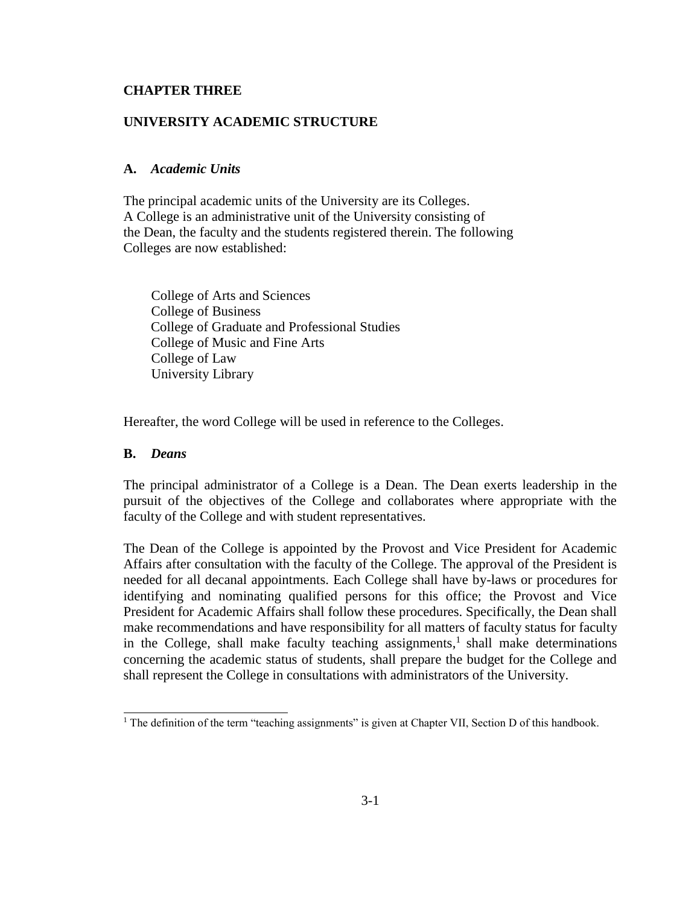# CHAPTER THREE

# UNIVERSITY ACADEMIC STRUCTURE

## A. *Academic Units*

The principal academic units of the University are its Colleges. A College is an administrative unit of the University consisting of the Dean, the faculty and the students registered therein. The following Colleges are now established:

- College of Arts and Sciences
- College of Business
- College of Graduate and Professional Studies
- College of Music and Fine Arts
- College of Law
- University Library

Hereafter, the word College will be used in reference to the Colleges.

## B. *Deans*

The principal administrator of a College is a Dean. The Dean exerts leadership in the pursuit of the objectives of the College and collaborates where appropriate with the faculty of the College and with student representatives.

The Dean of the College is appointed by the Provost and Vice President for Academic Affairs after consultation with the faculty of the College. The approval of the President is needed for all decanal appointments. Each College shall have by-laws or procedures for identifying and nominating qualified persons for this office; the Provost and Vice President for Academic Affairs shall follow these procedures. Specifically, the Dean shall make recommendations and have responsibility for all matters of faculty status for faculty in the College, shall make faculty teaching assignments,[1] shall make determinations concerning the academic status of students, shall prepare the budget for the College and shall represent the College in consultations with administrators of the University.

[1] The definition of the term "teaching assignments" is given at Chapter VII, Section D of this handbook.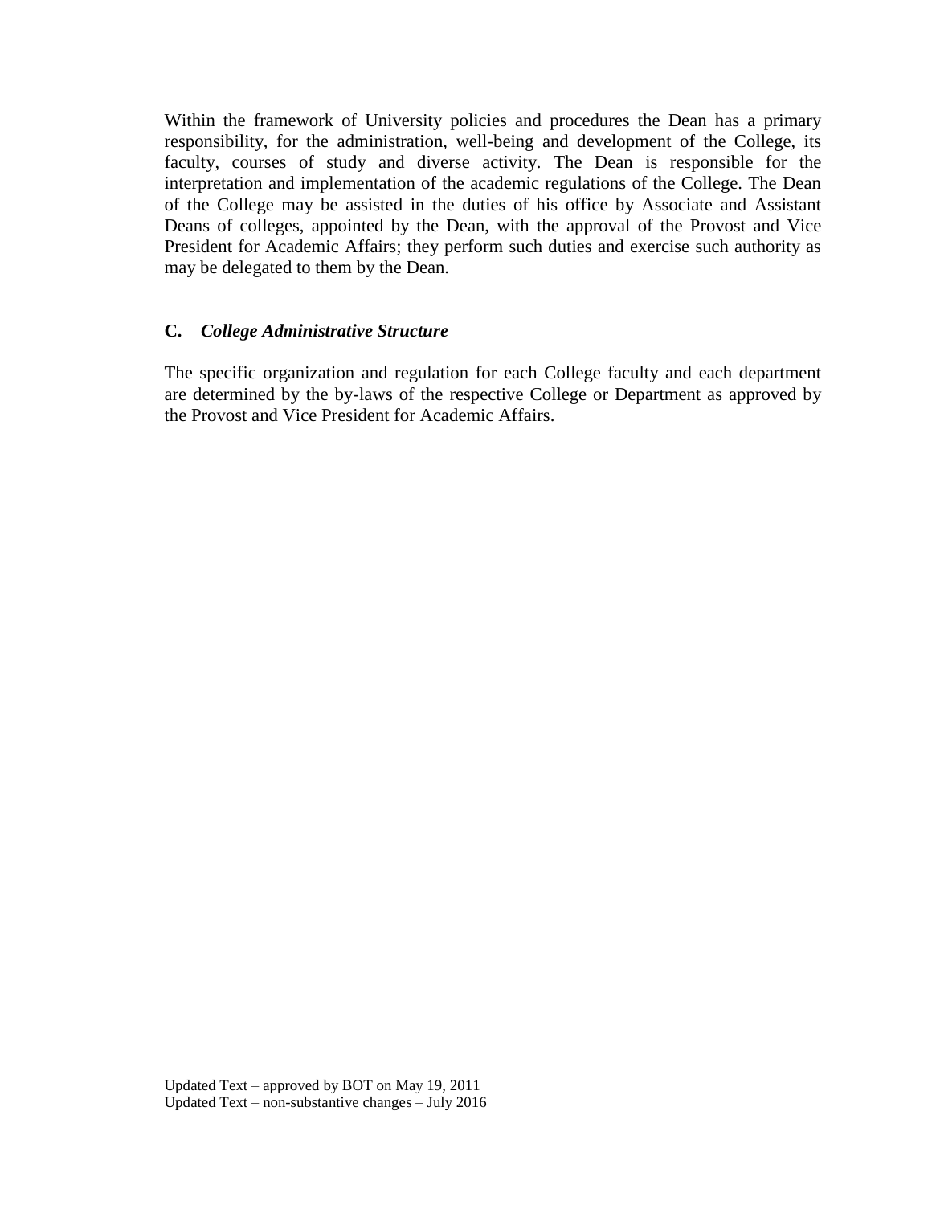Within the framework of University policies and procedures the Dean has a primary responsibility, for the administration, well-being and development of the College, its faculty, courses of study and diverse activity. The Dean is responsible for the interpretation and implementation of the academic regulations of the College. The Dean of the College may be assisted in the duties of his office by Associate and Assistant Deans of colleges, appointed by the Dean, with the approval of the Provost and Vice President for Academic Affairs; they perform such duties and exercise such authority as may be delegated to them by the Dean.

### **C.** ***College Administrative Structure***

The specific organization and regulation for each College faculty and each department are determined by the by-laws of the respective College or Department as approved by the Provost and Vice President for Academic Affairs.

Updated Text – approved by BOT on May 19, 2011
Updated Text – non-substantive changes – July 2016